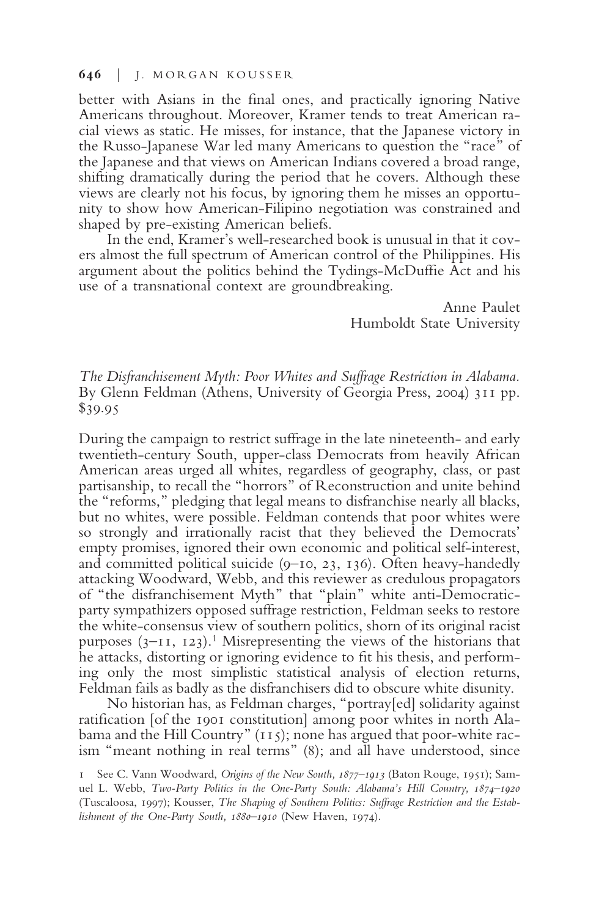better with Asians in the final ones, and practically ignoring Native Americans throughout. Moreover, Kramer tends to treat American racial views as static. He misses, for instance, that the Japanese victory in the Russo-Japanese War led many Americans to question the "race" of the Japanese and that views on American Indians covered a broad range, shifting dramatically during the period that he covers. Although these views are clearly not his focus, by ignoring them he misses an opportunity to show how American-Filipino negotiation was constrained and shaped by pre-existing American beliefs.

In the end, Kramer's well-researched book is unusual in that it covers almost the full spectrum of American control of the Philippines. His argument about the politics behind the Tydings-McDuffie Act and his use of a transnational context are groundbreaking.

Anne Paulet
Humboldt State University

*The Disfranchisement Myth: Poor Whites and Suffrage Restriction in Alabama.* By Glenn Feldman (Athens, University of Georgia Press, 2004) 311 pp. $39.95

During the campaign to restrict suffrage in the late nineteenth- and early twentieth-century South, upper-class Democrats from heavily African American areas urged all whites, regardless of geography, class, or past partisanship, to recall the "horrors" of Reconstruction and unite behind the "reforms," pledging that legal means to disfranchise nearly all blacks, but no whites, were possible. Feldman contends that poor whites were so strongly and irrationally racist that they believed the Democrats' empty promises, ignored their own economic and political self-interest, and committed political suicide (9–10, 23, 136). Often heavy-handedly attacking Woodward, Webb, and this reviewer as credulous propagators of "the disfranchisement Myth" that "plain" white anti-Democratic-party sympathizers opposed suffrage restriction, Feldman seeks to restore the white-consensus view of southern politics, shorn of its original racist purposes (3–11, 123).[1] Misrepresenting the views of the historians that he attacks, distorting or ignoring evidence to fit his thesis, and performing only the most simplistic statistical analysis of election returns, Feldman fails as badly as the disfranchisers did to obscure white disunity.

No historian has, as Feldman charges, "portray[ed] solidarity against ratification [of the 1901 constitution] among poor whites in north Alabama and the Hill Country" (115); none has argued that poor-white racism "meant nothing in real terms" (8); and all have understood, since

1 See C. Vann Woodward, *Origins of the New South, 1877–1913* (Baton Rouge, 1951); Samuel L. Webb, *Two-Party Politics in the One-Party South: Alabama's Hill Country, 1874–1920* (Tuscaloosa, 1997); Kousser, *The Shaping of Southern Politics: Suffrage Restriction and the Establishment of the One-Party South, 1880–1910* (New Haven, 1974).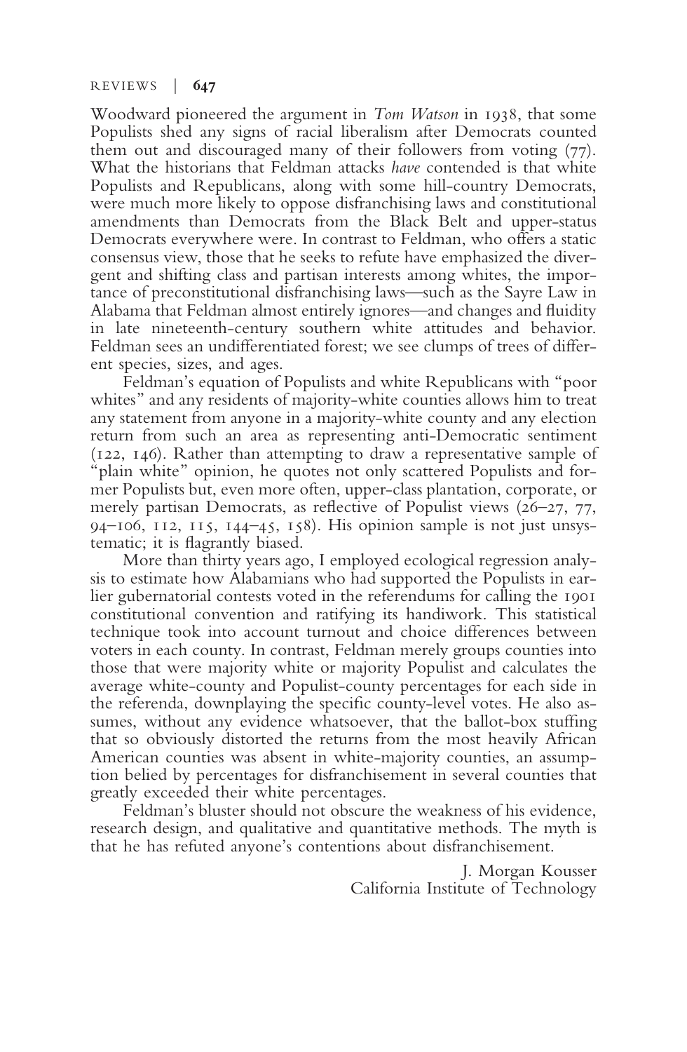Woodward pioneered the argument in *Tom Watson* in 1938, that some Populists shed any signs of racial liberalism after Democrats counted them out and discouraged many of their followers from voting (77). What the historians that Feldman attacks *have* contended is that white Populists and Republicans, along with some hill-country Democrats, were much more likely to oppose disfranchising laws and constitutional amendments than Democrats from the Black Belt and upper-status Democrats everywhere were. In contrast to Feldman, who offers a static consensus view, those that he seeks to refute have emphasized the divergent and shifting class and partisan interests among whites, the importance of preconstitutional disfranchising laws—such as the Sayre Law in Alabama that Feldman almost entirely ignores—and changes and fluidity in late nineteenth-century southern white attitudes and behavior. Feldman sees an undifferentiated forest; we see clumps of trees of different species, sizes, and ages.

Feldman's equation of Populists and white Republicans with "poor whites" and any residents of majority-white counties allows him to treat any statement from anyone in a majority-white county and any election return from such an area as representing anti-Democratic sentiment (122, 146). Rather than attempting to draw a representative sample of "plain white" opinion, he quotes not only scattered Populists and former Populists but, even more often, upper-class plantation, corporate, or merely partisan Democrats, as reflective of Populist views (26–27, 77, 94–106, 112, 115, 144–45, 158). His opinion sample is not just unsystematic; it is flagrantly biased.

More than thirty years ago, I employed ecological regression analysis to estimate how Alabamians who had supported the Populists in earlier gubernatorial contests voted in the referendums for calling the 1901 constitutional convention and ratifying its handiwork. This statistical technique took into account turnout and choice differences between voters in each county. In contrast, Feldman merely groups counties into those that were majority white or majority Populist and calculates the average white-county and Populist-county percentages for each side in the referenda, downplaying the specific county-level votes. He also assumes, without any evidence whatsoever, that the ballot-box stuffing that so obviously distorted the returns from the most heavily African American counties was absent in white-majority counties, an assumption belied by percentages for disfranchisement in several counties that greatly exceeded their white percentages.

Feldman's bluster should not obscure the weakness of his evidence, research design, and qualitative and quantitative methods. The myth is that he has refuted anyone's contentions about disfranchisement.

J. Morgan Kousser
California Institute of Technology